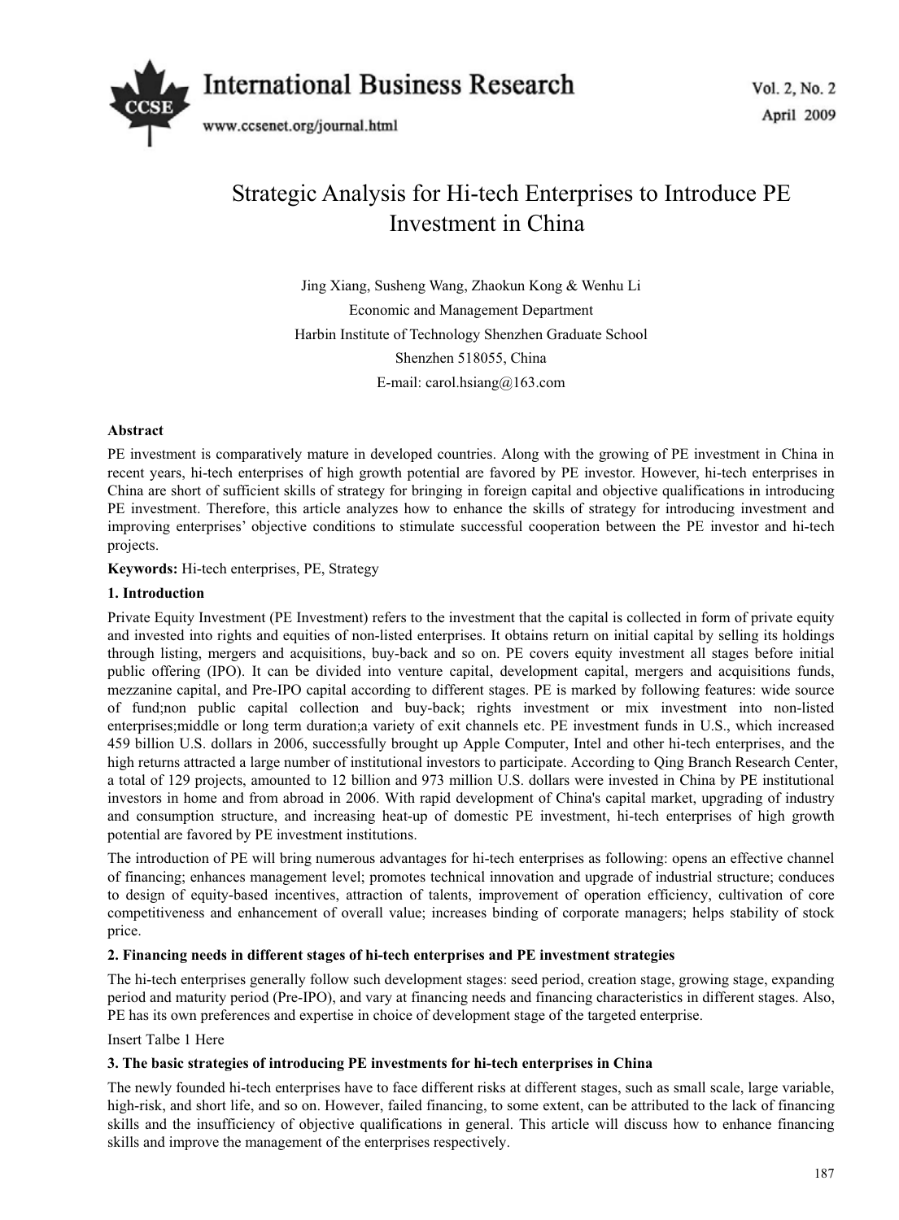# Strategic Analysis for Hi-tech Enterprises to Introduce PE Investment in China

Jing Xiang, Susheng Wang, Zhaokun Kong & Wenhu Li

Economic and Management Department

Harbin Institute of Technology Shenzhen Graduate School

Shenzhen 518055, China

E-mail: carol.hsiang@163.com

**Abstract**

PE investment is comparatively mature in developed countries. Along with the growing of PE investment in China in recent years, hi-tech enterprises of high growth potential are favored by PE investor. However, hi-tech enterprises in China are short of sufficient skills of strategy for bringing in foreign capital and objective qualifications in introducing PE investment. Therefore, this article analyzes how to enhance the skills of strategy for introducing investment and improving enterprises' objective conditions to stimulate successful cooperation between the PE investor and hi-tech projects.

**Keywords:** Hi-tech enterprises, PE, Strategy

## 1. Introduction

Private Equity Investment (PE Investment) refers to the investment that the capital is collected in form of private equity and invested into rights and equities of non-listed enterprises. It obtains return on initial capital by selling its holdings through listing, mergers and acquisitions, buy-back and so on. PE covers equity investment all stages before initial public offering (IPO). It can be divided into venture capital, development capital, mergers and acquisitions funds, mezzanine capital, and Pre-IPO capital according to different stages. PE is marked by following features: wide source of fund;non public capital collection and buy-back; rights investment or mix investment into non-listed enterprises;middle or long term duration;a variety of exit channels etc. PE investment funds in U.S., which increased 459 billion U.S. dollars in 2006, successfully brought up Apple Computer, Intel and other hi-tech enterprises, and the high returns attracted a large number of institutional investors to participate. According to Qing Branch Research Center, a total of 129 projects, amounted to 12 billion and 973 million U.S. dollars were invested in China by PE institutional investors in home and from abroad in 2006. With rapid development of China's capital market, upgrading of industry and consumption structure, and increasing heat-up of domestic PE investment, hi-tech enterprises of high growth potential are favored by PE investment institutions.

The introduction of PE will bring numerous advantages for hi-tech enterprises as following: opens an effective channel of financing; enhances management level; promotes technical innovation and upgrade of industrial structure; conduces to design of equity-based incentives, attraction of talents, improvement of operation efficiency, cultivation of core competitiveness and enhancement of overall value; increases binding of corporate managers; helps stability of stock price.

## 2. Financing needs in different stages of hi-tech enterprises and PE investment strategies

The hi-tech enterprises generally follow such development stages: seed period, creation stage, growing stage, expanding period and maturity period (Pre-IPO), and vary at financing needs and financing characteristics in different stages. Also, PE has its own preferences and expertise in choice of development stage of the targeted enterprise.

Insert Talbe 1 Here

## 3. The basic strategies of introducing PE investments for hi-tech enterprises in China

The newly founded hi-tech enterprises have to face different risks at different stages, such as small scale, large variable, high-risk, and short life, and so on. However, failed financing, to some extent, can be attributed to the lack of financing skills and the insufficiency of objective qualifications in general. This article will discuss how to enhance financing skills and improve the management of the enterprises respectively.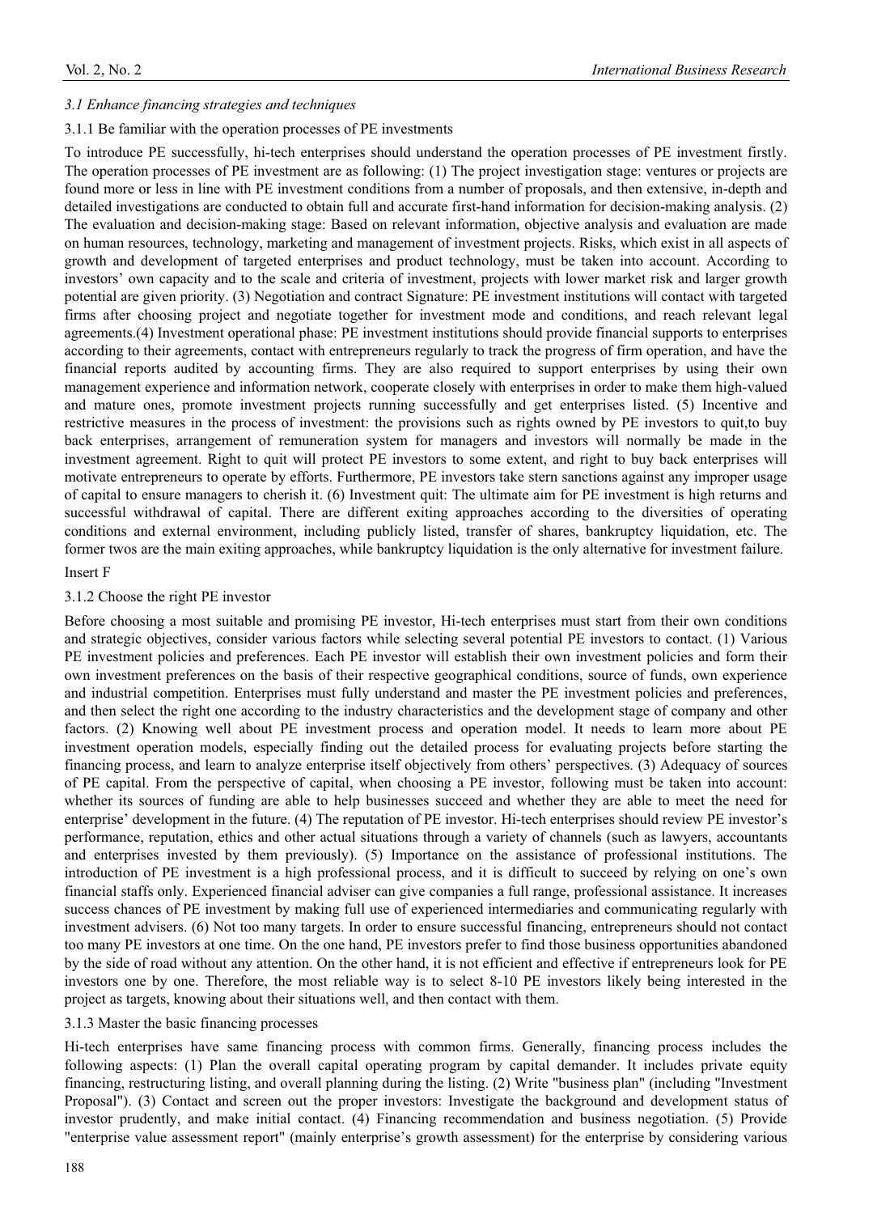### *3.1 Enhance financing strategies and techniques*

3.1.1 Be familiar with the operation processes of PE investments

To introduce PE successfully, hi-tech enterprises should understand the operation processes of PE investment firstly. The operation processes of PE investment are as following: (1) The project investigation stage: ventures or projects are found more or less in line with PE investment conditions from a number of proposals, and then extensive, in-depth and detailed investigations are conducted to obtain full and accurate first-hand information for decision-making analysis. (2) The evaluation and decision-making stage: Based on relevant information, objective analysis and evaluation are made on human resources, technology, marketing and management of investment projects. Risks, which exist in all aspects of growth and development of targeted enterprises and product technology, must be taken into account. According to investors' own capacity and to the scale and criteria of investment, projects with lower market risk and larger growth potential are given priority. (3) Negotiation and contract Signature: PE investment institutions will contact with targeted firms after choosing project and negotiate together for investment mode and conditions, and reach relevant legal agreements.(4) Investment operational phase: PE investment institutions should provide financial supports to enterprises according to their agreements, contact with entrepreneurs regularly to track the progress of firm operation, and have the financial reports audited by accounting firms. They are also required to support enterprises by using their own management experience and information network, cooperate closely with enterprises in order to make them high-valued and mature ones, promote investment projects running successfully and get enterprises listed. (5) Incentive and restrictive measures in the process of investment: the provisions such as rights owned by PE investors to quit,to buy back enterprises, arrangement of remuneration system for managers and investors will normally be made in the investment agreement. Right to quit will protect PE investors to some extent, and right to buy back enterprises will motivate entrepreneurs to operate by efforts. Furthermore, PE investors take stern sanctions against any improper usage of capital to ensure managers to cherish it. (6) Investment quit: The ultimate aim for PE investment is high returns and successful withdrawal of capital. There are different exiting approaches according to the diversities of operating conditions and external environment, including publicly listed, transfer of shares, bankruptcy liquidation, etc. The former twos are the main exiting approaches, while bankruptcy liquidation is the only alternative for investment failure.

Insert F

3.1.2 Choose the right PE investor

Before choosing a most suitable and promising PE investor, Hi-tech enterprises must start from their own conditions and strategic objectives, consider various factors while selecting several potential PE investors to contact. (1) Various PE investment policies and preferences. Each PE investor will establish their own investment policies and form their own investment preferences on the basis of their respective geographical conditions, source of funds, own experience and industrial competition. Enterprises must fully understand and master the PE investment policies and preferences, and then select the right one according to the industry characteristics and the development stage of company and other factors. (2) Knowing well about PE investment process and operation model. It needs to learn more about PE investment operation models, especially finding out the detailed process for evaluating projects before starting the financing process, and learn to analyze enterprise itself objectively from others' perspectives. (3) Adequacy of sources of PE capital. From the perspective of capital, when choosing a PE investor, following must be taken into account: whether its sources of funding are able to help businesses succeed and whether they are able to meet the need for enterprise' development in the future. (4) The reputation of PE investor. Hi-tech enterprises should review PE investor's performance, reputation, ethics and other actual situations through a variety of channels (such as lawyers, accountants and enterprises invested by them previously). (5) Importance on the assistance of professional institutions. The introduction of PE investment is a high professional process, and it is difficult to succeed by relying on one's own financial staffs only. Experienced financial adviser can give companies a full range, professional assistance. It increases success chances of PE investment by making full use of experienced intermediaries and communicating regularly with investment advisers. (6) Not too many targets. In order to ensure successful financing, entrepreneurs should not contact too many PE investors at one time. On the one hand, PE investors prefer to find those business opportunities abandoned by the side of road without any attention. On the other hand, it is not efficient and effective if entrepreneurs look for PE investors one by one. Therefore, the most reliable way is to select 8-10 PE investors likely being interested in the project as targets, knowing about their situations well, and then contact with them.

3.1.3 Master the basic financing processes

Hi-tech enterprises have same financing process with common firms. Generally, financing process includes the following aspects: (1) Plan the overall capital operating program by capital demander. It includes private equity financing, restructuring listing, and overall planning during the listing. (2) Write "business plan" (including "Investment Proposal"). (3) Contact and screen out the proper investors: Investigate the background and development status of investor prudently, and make initial contact. (4) Financing recommendation and business negotiation. (5) Provide "enterprise value assessment report" (mainly enterprise's growth assessment) for the enterprise by considering various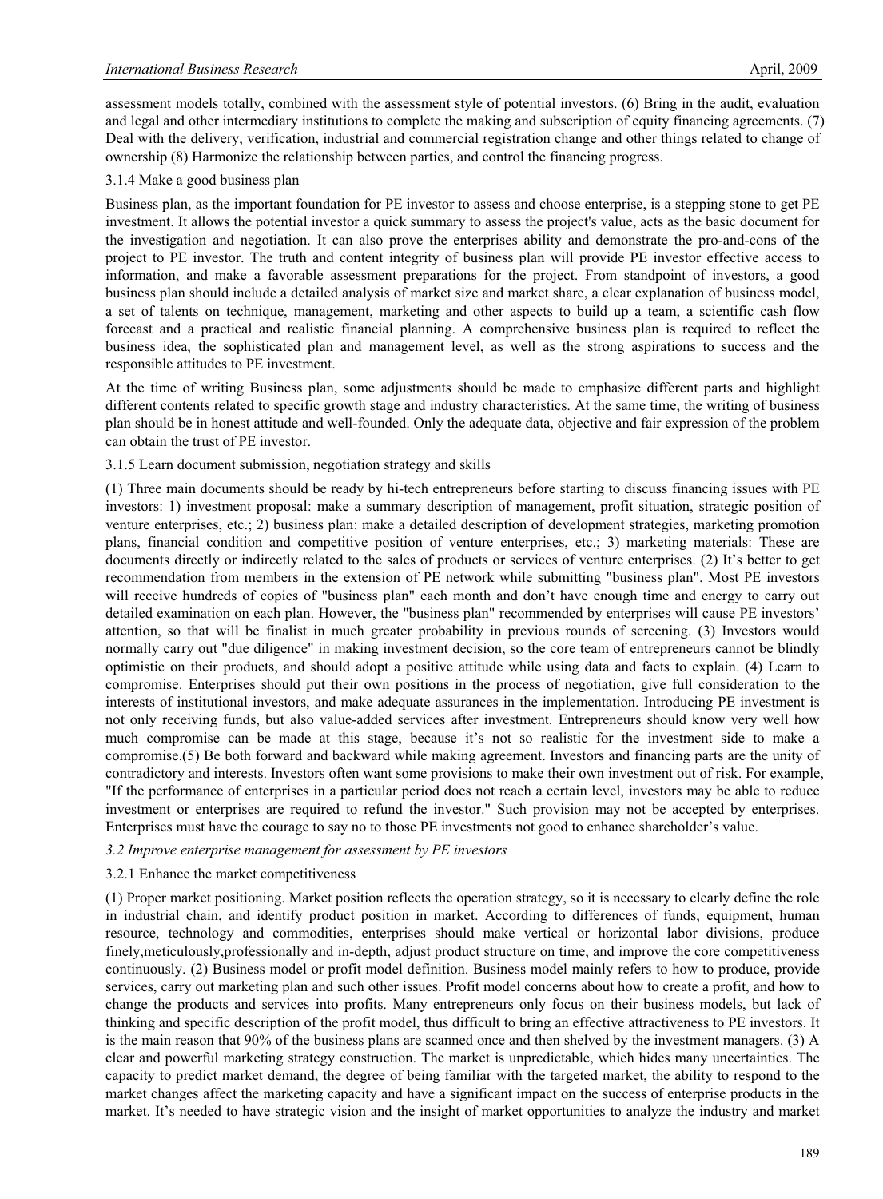assessment models totally, combined with the assessment style of potential investors. (6) Bring in the audit, evaluation and legal and other intermediary institutions to complete the making and subscription of equity financing agreements. (7) Deal with the delivery, verification, industrial and commercial registration change and other things related to change of ownership (8) Harmonize the relationship between parties, and control the financing progress.

#### 3.1.4 Make a good business plan

Business plan, as the important foundation for PE investor to assess and choose enterprise, is a stepping stone to get PE investment. It allows the potential investor a quick summary to assess the project's value, acts as the basic document for the investigation and negotiation. It can also prove the enterprises ability and demonstrate the pro-and-cons of the project to PE investor. The truth and content integrity of business plan will provide PE investor effective access to information, and make a favorable assessment preparations for the project. From standpoint of investors, a good business plan should include a detailed analysis of market size and market share, a clear explanation of business model, a set of talents on technique, management, marketing and other aspects to build up a team, a scientific cash flow forecast and a practical and realistic financial planning. A comprehensive business plan is required to reflect the business idea, the sophisticated plan and management level, as well as the strong aspirations to success and the responsible attitudes to PE investment.

At the time of writing Business plan, some adjustments should be made to emphasize different parts and highlight different contents related to specific growth stage and industry characteristics. At the same time, the writing of business plan should be in honest attitude and well-founded. Only the adequate data, objective and fair expression of the problem can obtain the trust of PE investor.

#### 3.1.5 Learn document submission, negotiation strategy and skills

(1) Three main documents should be ready by hi-tech entrepreneurs before starting to discuss financing issues with PE investors: 1) investment proposal: make a summary description of management, profit situation, strategic position of venture enterprises, etc.; 2) business plan: make a detailed description of development strategies, marketing promotion plans, financial condition and competitive position of venture enterprises, etc.; 3) marketing materials: These are documents directly or indirectly related to the sales of products or services of venture enterprises. (2) It's better to get recommendation from members in the extension of PE network while submitting "business plan". Most PE investors will receive hundreds of copies of "business plan" each month and don't have enough time and energy to carry out detailed examination on each plan. However, the "business plan" recommended by enterprises will cause PE investors' attention, so that will be finalist in much greater probability in previous rounds of screening. (3) Investors would normally carry out "due diligence" in making investment decision, so the core team of entrepreneurs cannot be blindly optimistic on their products, and should adopt a positive attitude while using data and facts to explain. (4) Learn to compromise. Enterprises should put their own positions in the process of negotiation, give full consideration to the interests of institutional investors, and make adequate assurances in the implementation. Introducing PE investment is not only receiving funds, but also value-added services after investment. Entrepreneurs should know very well how much compromise can be made at this stage, because it's not so realistic for the investment side to make a compromise.(5) Be both forward and backward while making agreement. Investors and financing parts are the unity of contradictory and interests. Investors often want some provisions to make their own investment out of risk. For example, "If the performance of enterprises in a particular period does not reach a certain level, investors may be able to reduce investment or enterprises are required to refund the investor." Such provision may not be accepted by enterprises. Enterprises must have the courage to say no to those PE investments not good to enhance shareholder's value.

### *3.2 Improve enterprise management for assessment by PE investors*

#### 3.2.1 Enhance the market competitiveness

(1) Proper market positioning. Market position reflects the operation strategy, so it is necessary to clearly define the role in industrial chain, and identify product position in market. According to differences of funds, equipment, human resource, technology and commodities, enterprises should make vertical or horizontal labor divisions, produce finely,meticulously,professionally and in-depth, adjust product structure on time, and improve the core competitiveness continuously. (2) Business model or profit model definition. Business model mainly refers to how to produce, provide services, carry out marketing plan and such other issues. Profit model concerns about how to create a profit, and how to change the products and services into profits. Many entrepreneurs only focus on their business models, but lack of thinking and specific description of the profit model, thus difficult to bring an effective attractiveness to PE investors. It is the main reason that 90% of the business plans are scanned once and then shelved by the investment managers. (3) A clear and powerful marketing strategy construction. The market is unpredictable, which hides many uncertainties. The capacity to predict market demand, the degree of being familiar with the targeted market, the ability to respond to the market changes affect the marketing capacity and have a significant impact on the success of enterprise products in the market. It's needed to have strategic vision and the insight of market opportunities to analyze the industry and market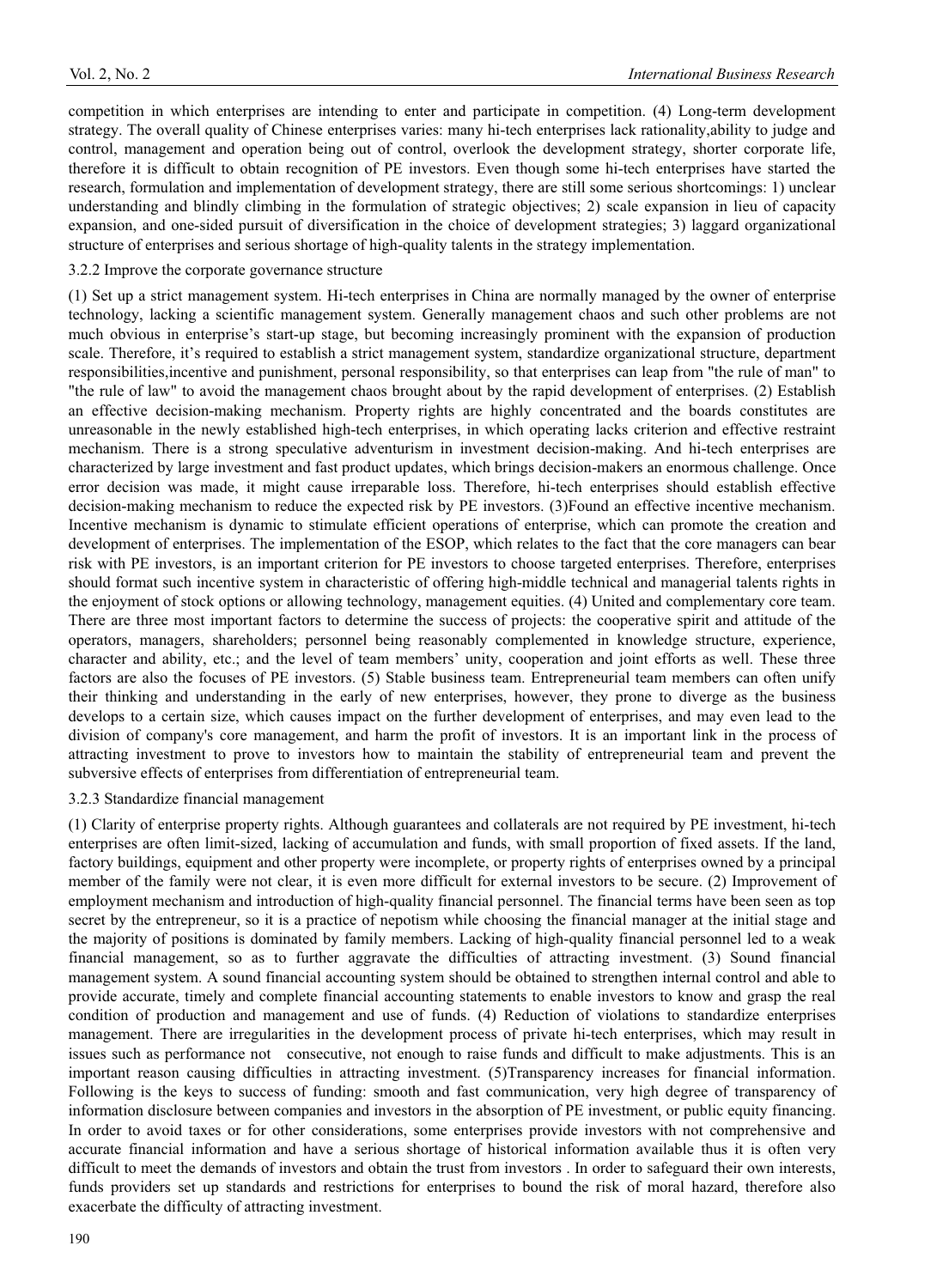competition in which enterprises are intending to enter and participate in competition. (4) Long-term development strategy. The overall quality of Chinese enterprises varies: many hi-tech enterprises lack rationality,ability to judge and control, management and operation being out of control, overlook the development strategy, shorter corporate life, therefore it is difficult to obtain recognition of PE investors. Even though some hi-tech enterprises have started the research, formulation and implementation of development strategy, there are still some serious shortcomings: 1) unclear understanding and blindly climbing in the formulation of strategic objectives; 2) scale expansion in lieu of capacity expansion, and one-sided pursuit of diversification in the choice of development strategies; 3) laggard organizational structure of enterprises and serious shortage of high-quality talents in the strategy implementation.

### 3.2.2 Improve the corporate governance structure

(1) Set up a strict management system. Hi-tech enterprises in China are normally managed by the owner of enterprise technology, lacking a scientific management system. Generally management chaos and such other problems are not much obvious in enterprise's start-up stage, but becoming increasingly prominent with the expansion of production scale. Therefore, it's required to establish a strict management system, standardize organizational structure, department responsibilities,incentive and punishment, personal responsibility, so that enterprises can leap from "the rule of man" to "the rule of law" to avoid the management chaos brought about by the rapid development of enterprises. (2) Establish an effective decision-making mechanism. Property rights are highly concentrated and the boards constitutes are unreasonable in the newly established high-tech enterprises, in which operating lacks criterion and effective restraint mechanism. There is a strong speculative adventurism in investment decision-making. And hi-tech enterprises are characterized by large investment and fast product updates, which brings decision-makers an enormous challenge. Once error decision was made, it might cause irreparable loss. Therefore, hi-tech enterprises should establish effective decision-making mechanism to reduce the expected risk by PE investors. (3)Found an effective incentive mechanism. Incentive mechanism is dynamic to stimulate efficient operations of enterprise, which can promote the creation and development of enterprises. The implementation of the ESOP, which relates to the fact that the core managers can bear risk with PE investors, is an important criterion for PE investors to choose targeted enterprises. Therefore, enterprises should format such incentive system in characteristic of offering high-middle technical and managerial talents rights in the enjoyment of stock options or allowing technology, management equities. (4) United and complementary core team. There are three most important factors to determine the success of projects: the cooperative spirit and attitude of the operators, managers, shareholders; personnel being reasonably complemented in knowledge structure, experience, character and ability, etc.; and the level of team members' unity, cooperation and joint efforts as well. These three factors are also the focuses of PE investors. (5) Stable business team. Entrepreneurial team members can often unify their thinking and understanding in the early of new enterprises, however, they prone to diverge as the business develops to a certain size, which causes impact on the further development of enterprises, and may even lead to the division of company's core management, and harm the profit of investors. It is an important link in the process of attracting investment to prove to investors how to maintain the stability of entrepreneurial team and prevent the subversive effects of enterprises from differentiation of entrepreneurial team.

### 3.2.3 Standardize financial management

(1) Clarity of enterprise property rights. Although guarantees and collaterals are not required by PE investment, hi-tech enterprises are often limit-sized, lacking of accumulation and funds, with small proportion of fixed assets. If the land, factory buildings, equipment and other property were incomplete, or property rights of enterprises owned by a principal member of the family were not clear, it is even more difficult for external investors to be secure. (2) Improvement of employment mechanism and introduction of high-quality financial personnel. The financial terms have been seen as top secret by the entrepreneur, so it is a practice of nepotism while choosing the financial manager at the initial stage and the majority of positions is dominated by family members. Lacking of high-quality financial personnel led to a weak financial management, so as to further aggravate the difficulties of attracting investment. (3) Sound financial management system. A sound financial accounting system should be obtained to strengthen internal control and able to provide accurate, timely and complete financial accounting statements to enable investors to know and grasp the real condition of production and management and use of funds. (4) Reduction of violations to standardize enterprises management. There are irregularities in the development process of private hi-tech enterprises, which may result in issues such as performance not consecutive, not enough to raise funds and difficult to make adjustments. This is an important reason causing difficulties in attracting investment. (5)Transparency increases for financial information. Following is the keys to success of funding: smooth and fast communication, very high degree of transparency of information disclosure between companies and investors in the absorption of PE investment, or public equity financing. In order to avoid taxes or for other considerations, some enterprises provide investors with not comprehensive and accurate financial information and have a serious shortage of historical information available thus it is often very difficult to meet the demands of investors and obtain the trust from investors . In order to safeguard their own interests, funds providers set up standards and restrictions for enterprises to bound the risk of moral hazard, therefore also exacerbate the difficulty of attracting investment.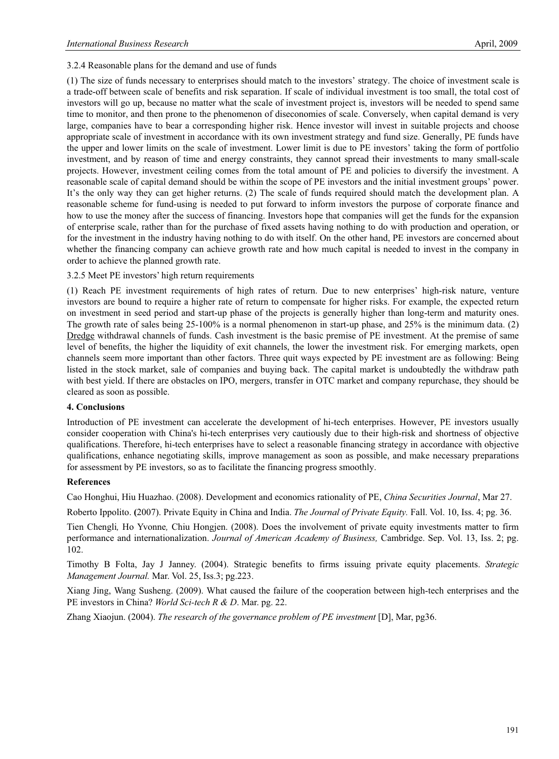3.2.4 Reasonable plans for the demand and use of funds

(1) The size of funds necessary to enterprises should match to the investors' strategy. The choice of investment scale is a trade-off between scale of benefits and risk separation. If scale of individual investment is too small, the total cost of investors will go up, because no matter what the scale of investment project is, investors will be needed to spend same time to monitor, and then prone to the phenomenon of diseconomies of scale. Conversely, when capital demand is very large, companies have to bear a corresponding higher risk. Hence investor will invest in suitable projects and choose appropriate scale of investment in accordance with its own investment strategy and fund size. Generally, PE funds have the upper and lower limits on the scale of investment. Lower limit is due to PE investors' taking the form of portfolio investment, and by reason of time and energy constraints, they cannot spread their investments to many small-scale projects. However, investment ceiling comes from the total amount of PE and policies to diversify the investment. A reasonable scale of capital demand should be within the scope of PE investors and the initial investment groups' power. It's the only way they can get higher returns. (2) The scale of funds required should match the development plan. A reasonable scheme for fund-using is needed to put forward to inform investors the purpose of corporate finance and how to use the money after the success of financing. Investors hope that companies will get the funds for the expansion of enterprise scale, rather than for the purchase of fixed assets having nothing to do with production and operation, or for the investment in the industry having nothing to do with itself. On the other hand, PE investors are concerned about whether the financing company can achieve growth rate and how much capital is needed to invest in the company in order to achieve the planned growth rate.

3.2.5 Meet PE investors' high return requirements

(1) Reach PE investment requirements of high rates of return. Due to new enterprises' high-risk nature, venture investors are bound to require a higher rate of return to compensate for higher risks. For example, the expected return on investment in seed period and start-up phase of the projects is generally higher than long-term and maturity ones. The growth rate of sales being 25-100% is a normal phenomenon in start-up phase, and 25% is the minimum data. (2) Dredge withdrawal channels of funds. Cash investment is the basic premise of PE investment. At the premise of same level of benefits, the higher the liquidity of exit channels, the lower the investment risk. For emerging markets, open channels seem more important than other factors. Three quit ways expected by PE investment are as following: Being listed in the stock market, sale of companies and buying back. The capital market is undoubtedly the withdraw path with best yield. If there are obstacles on IPO, mergers, transfer in OTC market and company repurchase, they should be cleared as soon as possible.

## 4. Conclusions

Introduction of PE investment can accelerate the development of hi-tech enterprises. However, PE investors usually consider cooperation with China's hi-tech enterprises very cautiously due to their high-risk and shortness of objective qualifications. Therefore, hi-tech enterprises have to select a reasonable financing strategy in accordance with objective qualifications, enhance negotiating skills, improve management as soon as possible, and make necessary preparations for assessment by PE investors, so as to facilitate the financing progress smoothly.

## References

Cao Honghui, Hiu Huazhao. (2008). Development and economics rationality of PE, *China Securities Journal*, Mar 27.

Roberto Ippolito. (2007). Private Equity in China and India. *The Journal of Private Equity.* Fall. Vol. 10, Iss. 4; pg. 36.

Tien Chengli, Ho Yvonne, Chiu Hongjen. (2008). Does the involvement of private equity investments matter to firm performance and internationalization. *Journal of American Academy of Business,* Cambridge. Sep. Vol. 13, Iss. 2; pg. 102.

Timothy B Folta, Jay J Janney. (2004). Strategic benefits to firms issuing private equity placements. *Strategic Management Journal.* Mar. Vol. 25, Iss.3; pg.223.

Xiang Jing, Wang Susheng. (2009). What caused the failure of the cooperation between high-tech enterprises and the PE investors in China? *World Sci-tech R & D*. Mar. pg. 22.

Zhang Xiaojun. (2004). *The research of the governance problem of PE investment* [D], Mar, pg36.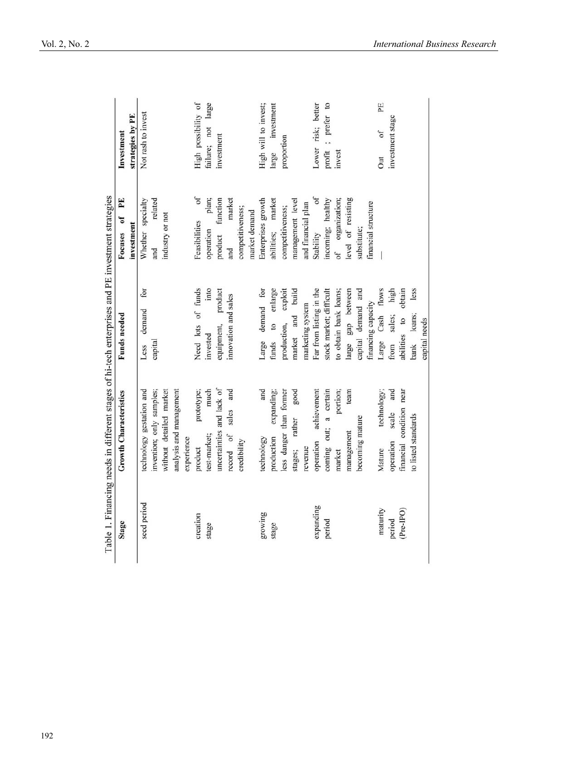Table 1. Financing needs in different stages of hi-tech enterprises and PE investment strategies

| Stage | Growth Characteristics | Funds needed | Focuses of PE investment | Investment strategies by PE |
|---|---|---|---|---|
| seed period | technology gestation and invention; only samples; without detailed market analysis and management experience | Less demand for capital | Whether specialty and related industry or not | Not rash to invest |
| creation stage | product prototype; test-market; much uncertainties and lack of record of sales and credibility | Need lots of funds invested into equipment, product innovation and sales | Feasibilities of operation plan; product function and market competitiveness; market demand | High possibility of failure; not large investment |
| growing stage | technology and production expanding; less danger than former stages; rather good revenue | Large demand for funds to enlarge production, exploit market and build marketing system | Enterprises growth abilities; market competitiveness; management level and financial plan | High will to invest; large investment proportion |
| expanding period | operation achievement coming out; a certain market portion; management team becoming mature | Far from listing in the stock market; difficult to obtain bank loans; large gap between capital demand and financing capacity | Stability of incoming; healthy of organization; level of resisting substitute; financial structure | Lower risk; better profit ; prefer to invest |
| maturity period (Pre-IPO) | Mature technology; operation scale and financial condition near to listed standards | Large Cash flows from sales; high abilities to obtain bank loans; less capital needs | — | Out of PE investment stage |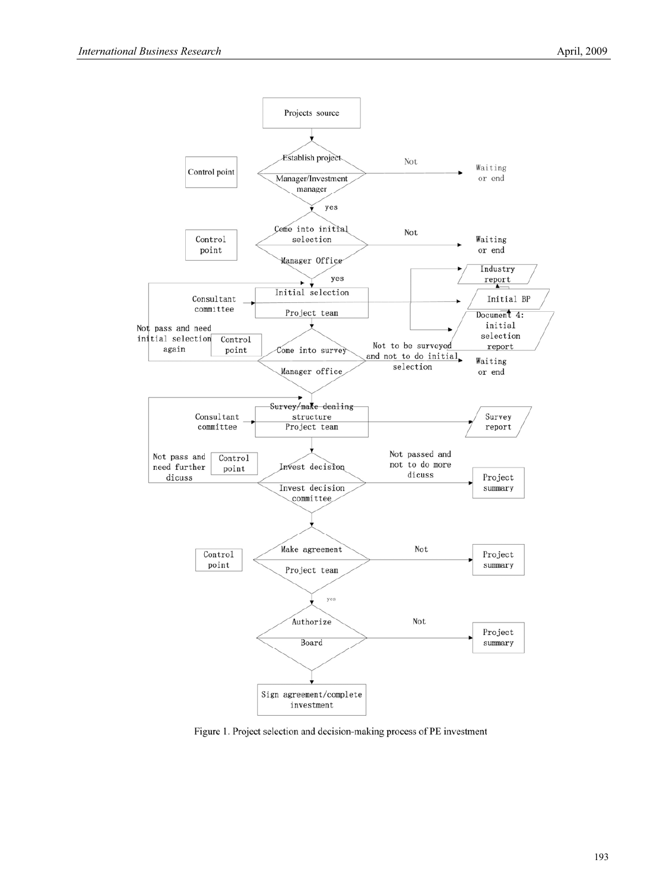Projects source

Establish project

Manager/Investment manager

Control point

Not

Waiting or end

yes

Come into initial selection

Manager Office

Control point

Not

Waiting or end

yes

Initial selection

Project team

Consultant committee

Industry report

Initial BP

Document 4: initial selection report

Not pass and need initial selection again

Control point

Come into survey

Manager office

Not to be surveyed and not to do initial selection

Waiting or end

Survey/make dealing structure

Project team

Consultant committee

Survey report

Not pass and need further dicuss

Control point

Invest decision

Invest decision committee

Not passed and not to do more dicuss

Project summary

Make agreement

Project team

Control point

Not

Project summary

yes

Authorize

Board

Not

Project summary

Sign agreement/complete investment

Figure 1. Project selection and decision-making process of PE investment